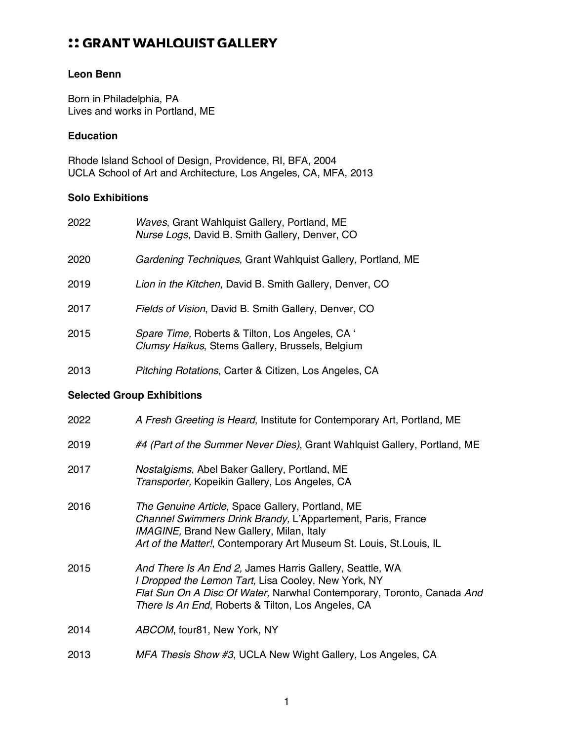# :: GRANT WAHLQUIST GALLERY

**Leon Benn**

Born in Philadelphia, PA
Lives and works in Portland, ME

**Education**

Rhode Island School of Design, Providence, RI, BFA, 2004
UCLA School of Art and Architecture, Los Angeles, CA, MFA, 2013

**Solo Exhibitions**

2022 *Waves*, Grant Wahlquist Gallery, Portland, ME
*Nurse Logs*, David B. Smith Gallery, Denver, CO

2020 *Gardening Techniques*, Grant Wahlquist Gallery, Portland, ME

2019 *Lion in the Kitchen*, David B. Smith Gallery, Denver, CO

2017 *Fields of Vision*, David B. Smith Gallery, Denver, CO

2015 *Spare Time,* Roberts & Tilton, Los Angeles, CA ‘
*Clumsy Haikus*, Stems Gallery, Brussels, Belgium

2013 *Pitching Rotations*, Carter & Citizen, Los Angeles, CA

**Selected Group Exhibitions**

2022 *A Fresh Greeting is Heard*, Institute for Contemporary Art, Portland, ME

2019 *#4 (Part of the Summer Never Dies)*, Grant Wahlquist Gallery, Portland, ME

2017 *Nostalgisms*, Abel Baker Gallery, Portland, ME
*Transporter,* Kopeikin Gallery, Los Angeles, CA

2016 *The Genuine Article,* Space Gallery, Portland, ME
*Channel Swimmers Drink Brandy,* L'Appartement, Paris, France
*IMAGINE,* Brand New Gallery, Milan, Italy
*Art of the Matter!*, Contemporary Art Museum St. Louis, St.Louis, IL

2015 *And There Is An End 2,* James Harris Gallery, Seattle, WA
*I Dropped the Lemon Tart,* Lisa Cooley, New York, NY
*Flat Sun On A Disc Of Water,* Narwhal Contemporary, Toronto, Canada *And There Is An End*, Roberts & Tilton, Los Angeles, CA

2014 *ABCOM*, four81, New York, NY

2013 *MFA Thesis Show #3*, UCLA New Wight Gallery, Los Angeles, CA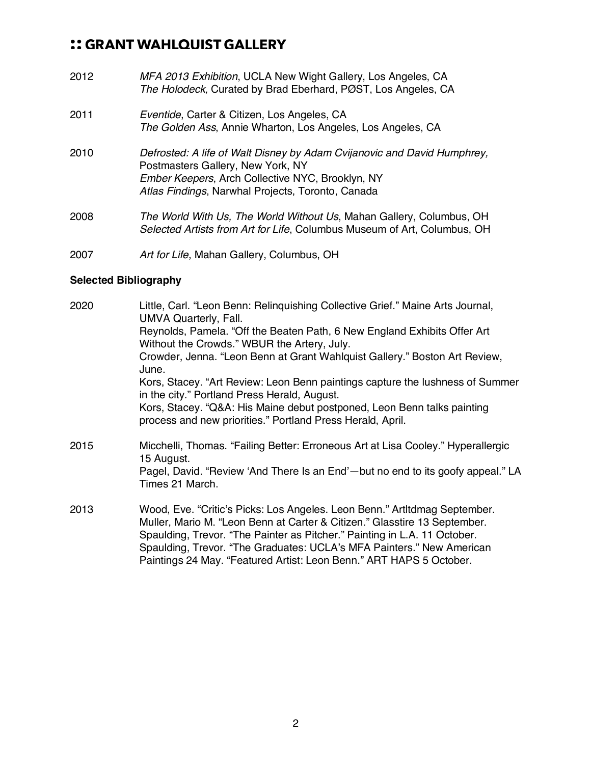2012 *MFA 2013 Exhibition*, UCLA New Wight Gallery, Los Angeles, CA
*The Holodeck,* Curated by Brad Eberhard, PØST, Los Angeles, CA

2011 *Eventide*, Carter & Citizen, Los Angeles, CA
*The Golden Ass*, Annie Wharton, Los Angeles, Los Angeles, CA

2010 *Defrosted: A life of Walt Disney by Adam Cvijanovic and David Humphrey,* Postmasters Gallery, New York, NY
*Ember Keepers*, Arch Collective NYC, Brooklyn, NY
*Atlas Findings*, Narwhal Projects, Toronto, Canada

2008 *The World With Us, The World Without Us*, Mahan Gallery, Columbus, OH
*Selected Artists from Art for Life*, Columbus Museum of Art, Columbus, OH

2007 *Art for Life*, Mahan Gallery, Columbus, OH

**Selected Bibliography**

2020 Little, Carl. "Leon Benn: Relinquishing Collective Grief." Maine Arts Journal, UMVA Quarterly, Fall.
Reynolds, Pamela. "Off the Beaten Path, 6 New England Exhibits Offer Art Without the Crowds." WBUR the Artery, July.
Crowder, Jenna. "Leon Benn at Grant Wahlquist Gallery." Boston Art Review, June.
Kors, Stacey. "Art Review: Leon Benn paintings capture the lushness of Summer in the city." Portland Press Herald, August.
Kors, Stacey. "Q&A: His Maine debut postponed, Leon Benn talks painting process and new priorities." Portland Press Herald, April.

2015 Micchelli, Thomas. "Failing Better: Erroneous Art at Lisa Cooley." Hyperallergic 15 August.
Pagel, David. "Review 'And There Is an End'—but no end to its goofy appeal." LA Times 21 March.

2013 Wood, Eve. "Critic's Picks: Los Angeles. Leon Benn." Artltdmag September.
Muller, Mario M. "Leon Benn at Carter & Citizen." Glasstire 13 September.
Spaulding, Trevor. "The Painter as Pitcher." Painting in L.A. 11 October.
Spaulding, Trevor. "The Graduates: UCLA's MFA Painters." New American Paintings 24 May. "Featured Artist: Leon Benn." ART HAPS 5 October.